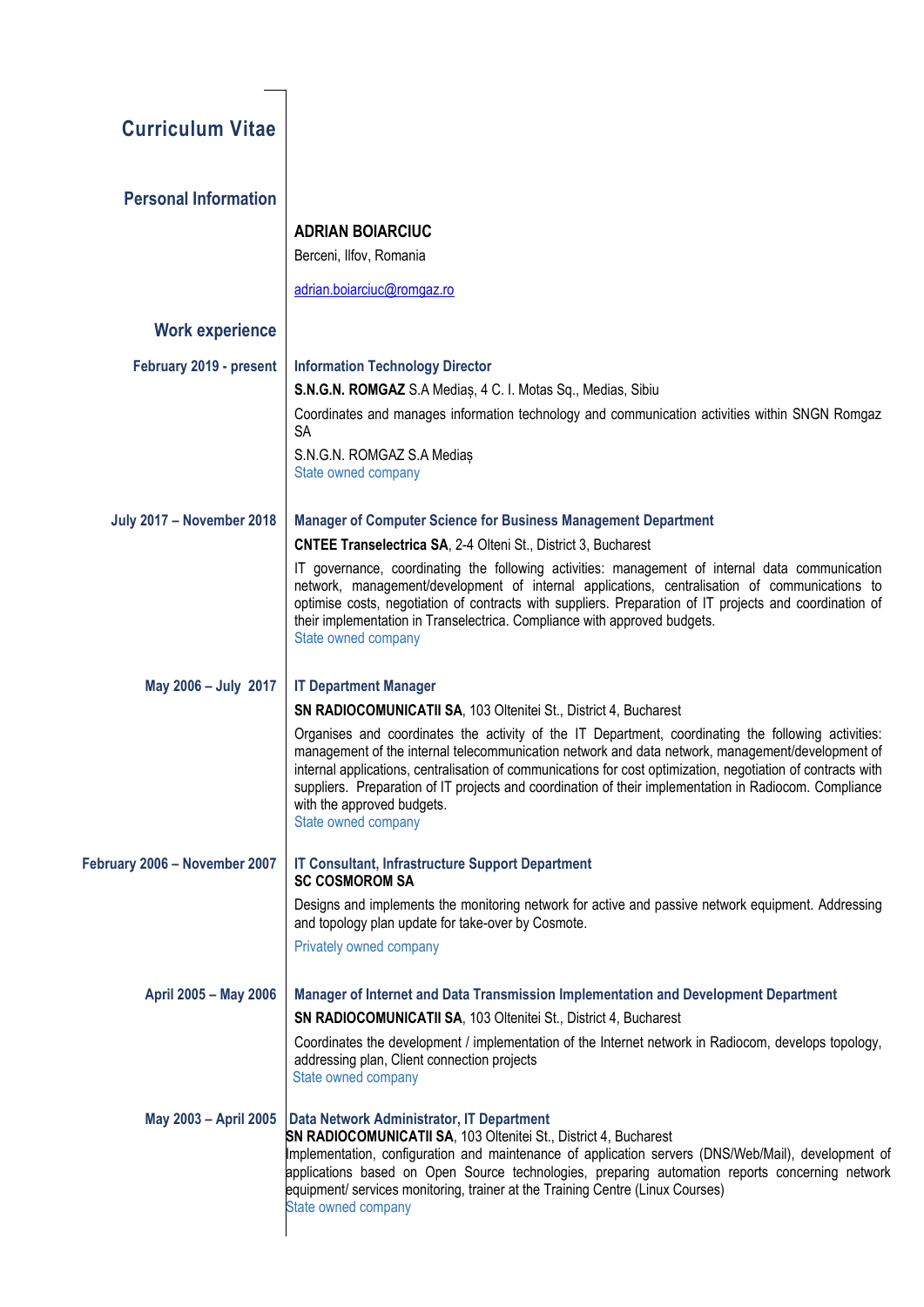# Curriculum Vitae

## Personal Information

**ADRIAN BOIARCIUC**

Berceni, Ilfov, Romania

adrian.boiarciuc@romgaz.ro

## Work experience

**February 2019 - present**

**Information Technology Director**

**S.N.G.N. ROMGAZ** S.A Mediaș, 4 C. I. Motas Sq., Medias, Sibiu

Coordinates and manages information technology and communication activities within SNGN Romgaz SA

S.N.G.N. ROMGAZ S.A Mediaș
State owned company

**July 2017 – November 2018**

**Manager of Computer Science for Business Management Department**

**CNTEE Transelectrica SA**, 2-4 Olteni St., District 3, Bucharest

IT governance, coordinating the following activities: management of internal data communication network, management/development of internal applications, centralisation of communications to optimise costs, negotiation of contracts with suppliers. Preparation of IT projects and coordination of their implementation in Transelectrica. Compliance with approved budgets.
State owned company

**May 2006 – July 2017**

**IT Department Manager**

**SN RADIOCOMUNICATII SA**, 103 Oltenitei St., District 4, Bucharest

Organises and coordinates the activity of the IT Department, coordinating the following activities: management of the internal telecommunication network and data network, management/development of internal applications, centralisation of communications for cost optimization, negotiation of contracts with suppliers. Preparation of IT projects and coordination of their implementation in Radiocom. Compliance with the approved budgets.
State owned company

**February 2006 – November 2007**

**IT Consultant, Infrastructure Support Department**
**SC COSMOROM SA**

Designs and implements the monitoring network for active and passive network equipment. Addressing and topology plan update for take-over by Cosmote.

Privately owned company

**April 2005 – May 2006**

**Manager of Internet and Data Transmission Implementation and Development Department**

**SN RADIOCOMUNICATII SA**, 103 Oltenitei St., District 4, Bucharest

Coordinates the development / implementation of the Internet network in Radiocom, develops topology, addressing plan, Client connection projects
State owned company

**May 2003 – April 2005**

**Data Network Administrator, IT Department**
**SN RADIOCOMUNICATII SA**, 103 Oltenitei St., District 4, Bucharest
Implementation, configuration and maintenance of application servers (DNS/Web/Mail), development of applications based on Open Source technologies, preparing automation reports concerning network equipment/ services monitoring, trainer at the Training Centre (Linux Courses)
State owned company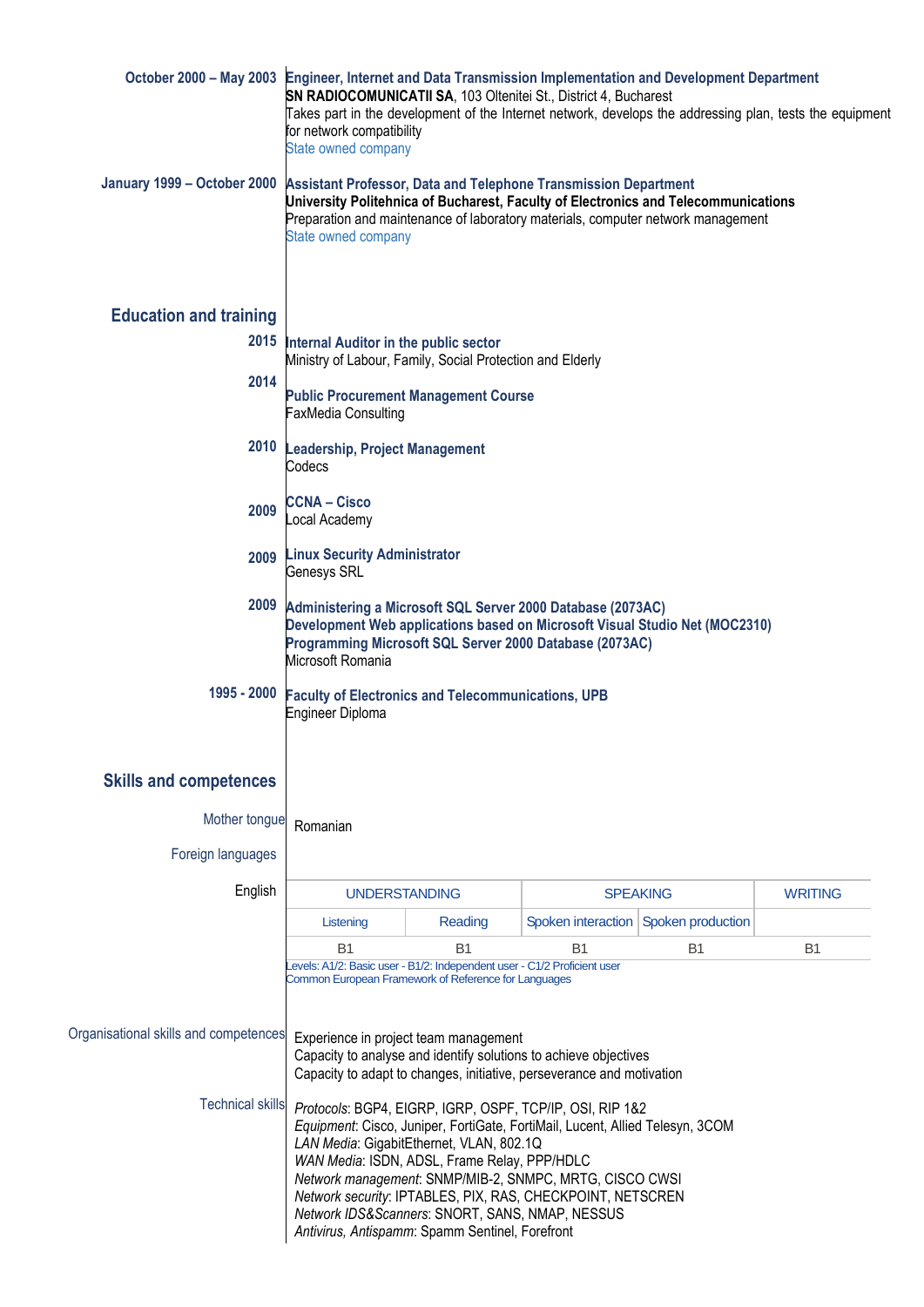**October 2000 – May 2003**
**Engineer, Internet and Data Transmission Implementation and Development Department**
**SN RADIOCOMUNICATII SA**, 103 Oltenitei St., District 4, Bucharest
Takes part in the development of the Internet network, develops the addressing plan, tests the equipment for network compatibility
State owned company

**January 1999 – October 2000**
**Assistant Professor, Data and Telephone Transmission Department**
**University Politehnica of Bucharest, Faculty of Electronics and Telecommunications**
Preparation and maintenance of laboratory materials, computer network management
State owned company

## Education and training

**2015**
**Internal Auditor in the public sector**
Ministry of Labour, Family, Social Protection and Elderly

**2014**
**Public Procurement Management Course**
FaxMedia Consulting

**2010**
**Leadership, Project Management**
Codecs

**2009**
**CCNA – Cisco**
Local Academy

**2009**
**Linux Security Administrator**
Genesys SRL

**2009**
**Administering a Microsoft SQL Server 2000 Database (2073AC)**
**Development Web applications based on Microsoft Visual Studio Net (MOC2310)**
**Programming Microsoft SQL Server 2000 Database (2073AC)**
Microsoft Romania

**1995 - 2000**
**Faculty of Electronics and Telecommunications, UPB**
Engineer Diploma

## Skills and competences

**Mother tongue:** Romanian

**Foreign languages**

| English | UNDERSTANDING | | SPEAKING | | WRITING |
|---|---|---|---|---|---|
| | Listening | Reading | Spoken interaction | Spoken production | |
| | B1 | B1 | B1 | B1 | B1 |

Levels: A1/2: Basic user - B1/2: Independent user - C1/2 Proficient user
Common European Framework of Reference for Languages

**Organisational skills and competences**
Experience in project team management
Capacity to analyse and identify solutions to achieve objectives
Capacity to adapt to changes, initiative, perseverance and motivation

**Technical skills**
*Protocols*: BGP4, EIGRP, IGRP, OSPF, TCP/IP, OSI, RIP 1&2
*Equipment*: Cisco, Juniper, FortiGate, FortiMail, Lucent, Allied Telesyn, 3COM
*LAN Media*: GigabitEthernet, VLAN, 802.1Q
*WAN Media*: ISDN, ADSL, Frame Relay, PPP/HDLC
*Network management*: SNMP/MIB-2, SNMPC, MRTG, CISCO CWSI
*Network security*: IPTABLES, PIX, RAS, CHECKPOINT, NETSCREN
*Network IDS&Scanners*: SNORT, SANS, NMAP, NESSUS
*Antivirus, Antispamm*: Spamm Sentinel, Forefront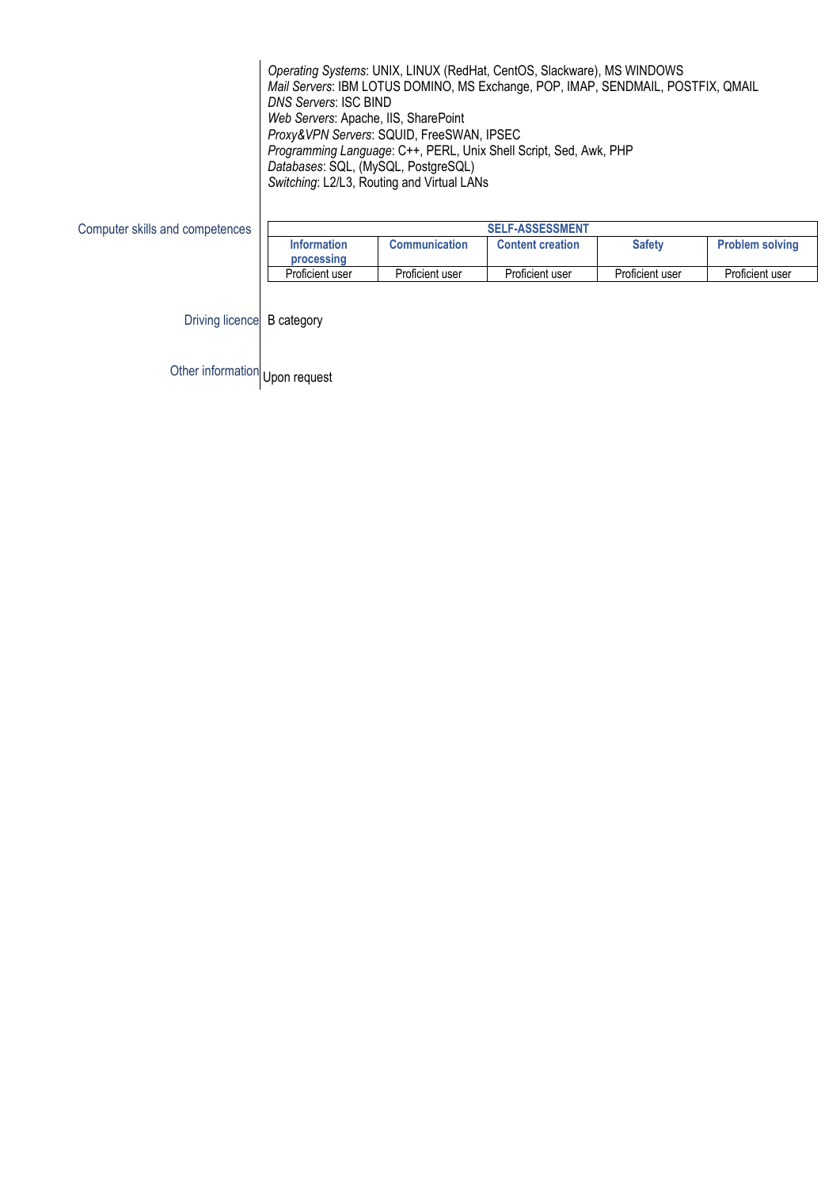*Operating Systems*: UNIX, LINUX (RedHat, CentOS, Slackware), MS WINDOWS
*Mail Servers*: IBM LOTUS DOMINO, MS Exchange, POP, IMAP, SENDMAIL, POSTFIX, QMAIL
*DNS Servers*: ISC BIND
*Web Servers*: Apache, IIS, SharePoint
*Proxy&VPN Servers*: SQUID, FreeSWAN, IPSEC
*Programming Language*: C++, PERL, Unix Shell Script, Sed, Awk, PHP
*Databases*: SQL, (MySQL, PostgreSQL)
*Switching*: L2/L3, Routing and Virtual LANs

Computer skills and competences

| SELF-ASSESSMENT | | | | |
|---|---|---|---|---|
| **Information processing** | **Communication** | **Content creation** | **Safety** | **Problem solving** |
| Proficient user | Proficient user | Proficient user | Proficient user | Proficient user |

Driving licence: B category

Other information: Upon request